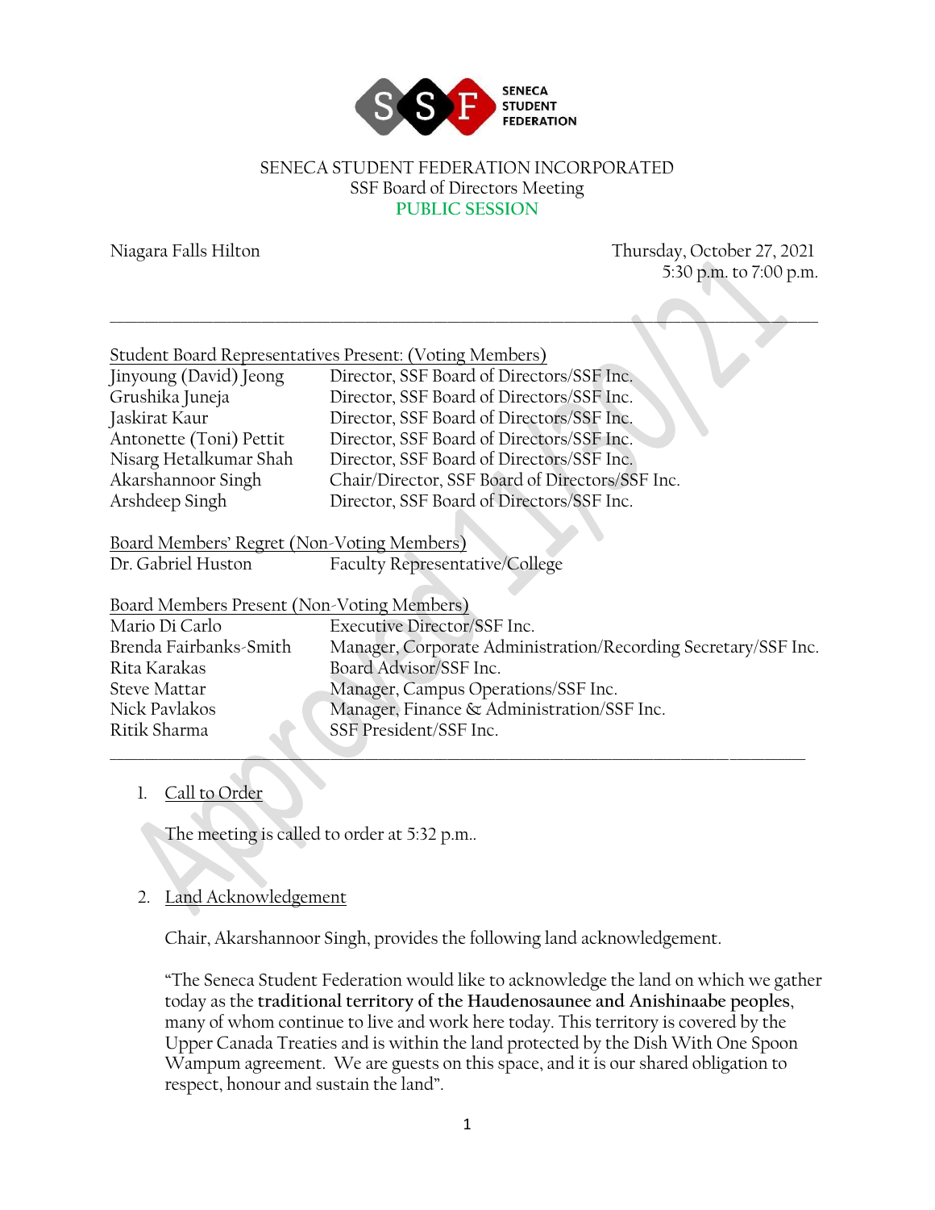SENECA STUDENT FEDERATION

# SENECA STUDENT FEDERATION INCORPORATED
## SSF Board of Directors Meeting
## PUBLIC SESSION

Niagara Falls Hilton

Thursday, October 27, 2021
5:30 p.m. to 7:00 p.m.

---

Student Board Representatives Present: (Voting Members)

| | |
|---|---|
| Jinyoung (David) Jeong | Director, SSF Board of Directors/SSF Inc. |
| Grushika Juneja | Director, SSF Board of Directors/SSF Inc. |
| Jaskirat Kaur | Director, SSF Board of Directors/SSF Inc. |
| Antonette (Toni) Pettit | Director, SSF Board of Directors/SSF Inc. |
| Nisarg Hetalkumar Shah | Director, SSF Board of Directors/SSF Inc. |
| Akarshannoor Singh | Chair/Director, SSF Board of Directors/SSF Inc. |
| Arshdeep Singh | Director, SSF Board of Directors/SSF Inc. |

Board Members' Regret (Non-Voting Members)

| | |
|---|---|
| Dr. Gabriel Huston | Faculty Representative/College |

Board Members Present (Non-Voting Members)

| | |
|---|---|
| Mario Di Carlo | Executive Director/SSF Inc. |
| Brenda Fairbanks-Smith | Manager, Corporate Administration/Recording Secretary/SSF Inc. |
| Rita Karakas | Board Advisor/SSF Inc. |
| Steve Mattar | Manager, Campus Operations/SSF Inc. |
| Nick Pavlakos | Manager, Finance & Administration/SSF Inc. |
| Ritik Sharma | SSF President/SSF Inc. |

---

1. Call to Order

   The meeting is called to order at 5:32 p.m..

2. Land Acknowledgement

   Chair, Akarshannoor Singh, provides the following land acknowledgement.

   "The Seneca Student Federation would like to acknowledge the land on which we gather today as the **traditional territory of the Haudenosaunee and Anishinaabe peoples**, many of whom continue to live and work here today. This territory is covered by the Upper Canada Treaties and is within the land protected by the Dish With One Spoon Wampum agreement. We are guests on this space, and it is our shared obligation to respect, honour and sustain the land".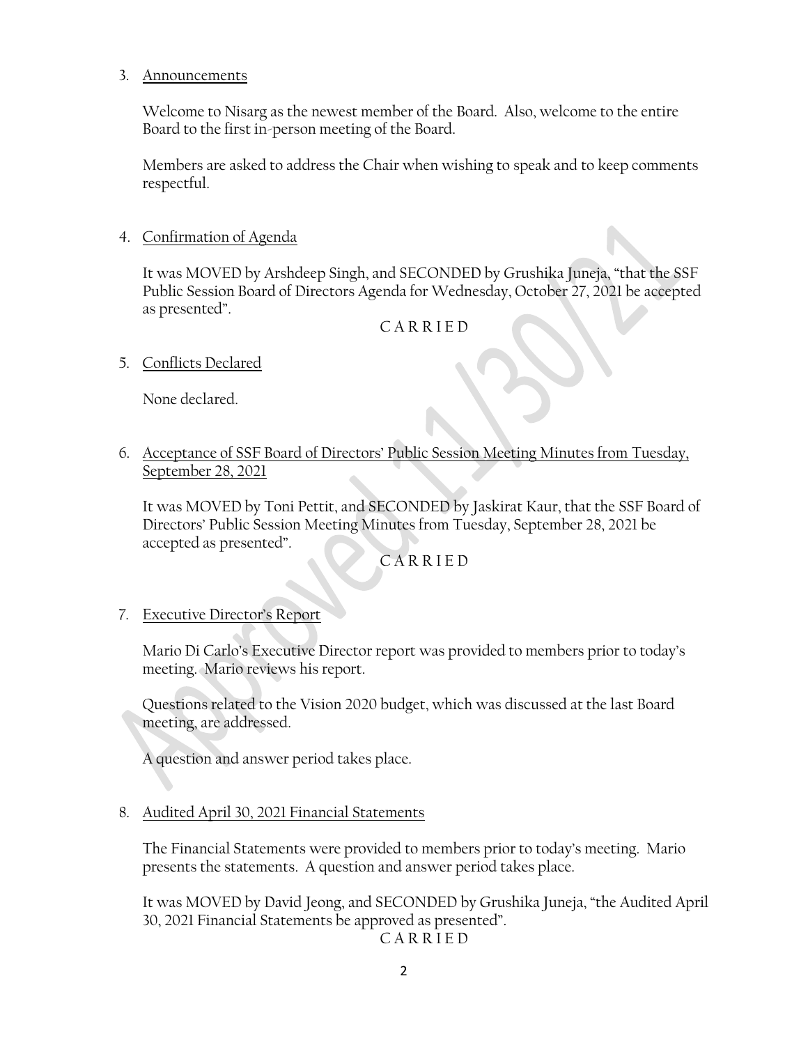3. Announcements

   Welcome to Nisarg as the newest member of the Board. Also, welcome to the entire Board to the first in-person meeting of the Board.

   Members are asked to address the Chair when wishing to speak and to keep comments respectful.

4. Confirmation of Agenda

   It was MOVED by Arshdeep Singh, and SECONDED by Grushika Juneja, "that the SSF Public Session Board of Directors Agenda for Wednesday, October 27, 2021 be accepted as presented".

   C A R R I E D

5. Conflicts Declared

   None declared.

6. Acceptance of SSF Board of Directors' Public Session Meeting Minutes from Tuesday, September 28, 2021

   It was MOVED by Toni Pettit, and SECONDED by Jaskirat Kaur, that the SSF Board of Directors' Public Session Meeting Minutes from Tuesday, September 28, 2021 be accepted as presented".

   C A R R I E D

7. Executive Director's Report

   Mario Di Carlo's Executive Director report was provided to members prior to today's meeting. Mario reviews his report.

   Questions related to the Vision 2020 budget, which was discussed at the last Board meeting, are addressed.

   A question and answer period takes place.

8. Audited April 30, 2021 Financial Statements

   The Financial Statements were provided to members prior to today's meeting. Mario presents the statements. A question and answer period takes place.

   It was MOVED by David Jeong, and SECONDED by Grushika Juneja, "the Audited April 30, 2021 Financial Statements be approved as presented".

   C A R R I E D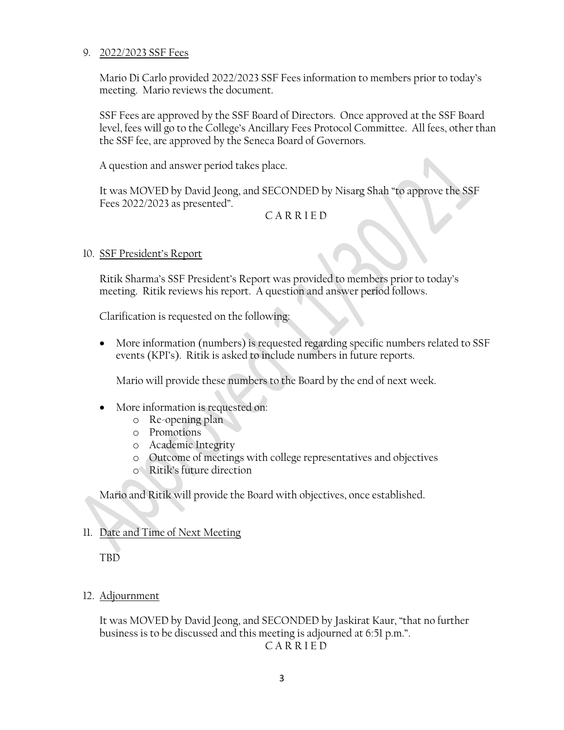9. 2022/2023 SSF Fees

   Mario Di Carlo provided 2022/2023 SSF Fees information to members prior to today's meeting. Mario reviews the document.

   SSF Fees are approved by the SSF Board of Directors. Once approved at the SSF Board level, fees will go to the College's Ancillary Fees Protocol Committee. All fees, other than the SSF fee, are approved by the Seneca Board of Governors.

   A question and answer period takes place.

   It was MOVED by David Jeong, and SECONDED by Nisarg Shah "to approve the SSF Fees 2022/2023 as presented".

   C A R R I E D

10. SSF President's Report

    Ritik Sharma's SSF President's Report was provided to members prior to today's meeting. Ritik reviews his report. A question and answer period follows.

    Clarification is requested on the following:

    - More information (numbers) is requested regarding specific numbers related to SSF events (KPI's). Ritik is asked to include numbers in future reports.

      Mario will provide these numbers to the Board by the end of next week.

    - More information is requested on:
      - Re-opening plan
      - Promotions
      - Academic Integrity
      - Outcome of meetings with college representatives and objectives
      - Ritik's future direction

    Mario and Ritik will provide the Board with objectives, once established.

11. Date and Time of Next Meeting

    TBD

12. Adjournment

    It was MOVED by David Jeong, and SECONDED by Jaskirat Kaur, "that no further business is to be discussed and this meeting is adjourned at 6:51 p.m.".

    C A R R I E D